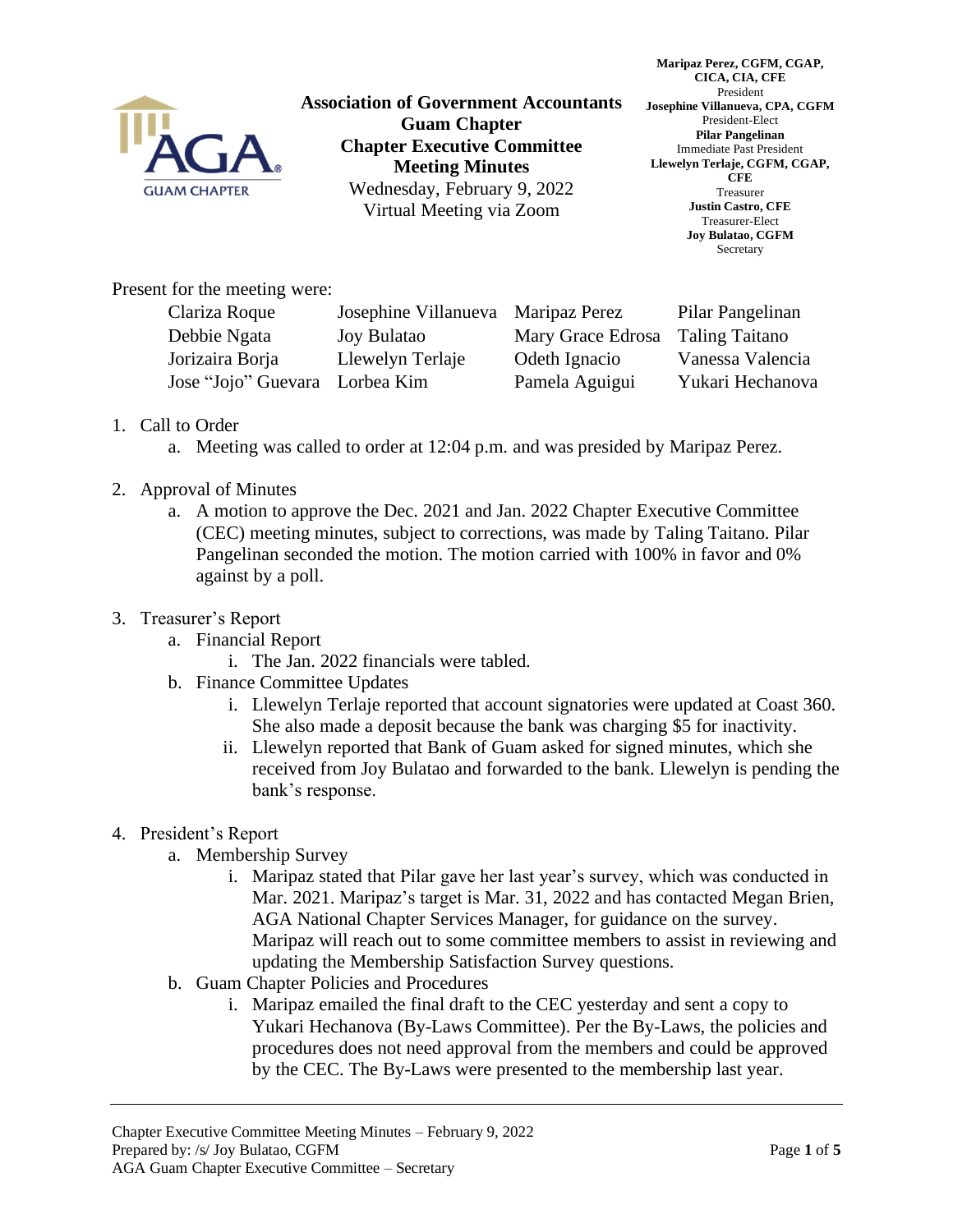**Association of Government Accountants**
**Guam Chapter**
**Chapter Executive Committee**
**Meeting Minutes**
Wednesday, February 9, 2022
Virtual Meeting via Zoom

**Maripaz Perez, CGFM, CGAP, CICA, CIA, CFE**
President
**Josephine Villanueva, CPA, CGFM**
President-Elect
**Pilar Pangelinan**
Immediate Past President
**Llewelyn Terlaje, CGFM, CGAP, CFE**
Treasurer
**Justin Castro, CFE**
Treasurer-Elect
**Joy Bulatao, CGFM**
Secretary

Present for the meeting were:

| | | | |
|---|---|---|---|
| Clariza Roque | Josephine Villanueva | Maripaz Perez | Pilar Pangelinan |
| Debbie Ngata | Joy Bulatao | Mary Grace Edrosa | Taling Taitano |
| Jorizaira Borja | Llewelyn Terlaje | Odeth Ignacio | Vanessa Valencia |
| Jose "Jojo" Guevara | Lorbea Kim | Pamela Aguigui | Yukari Hechanova |

1. Call to Order
   a. Meeting was called to order at 12:04 p.m. and was presided by Maripaz Perez.

2. Approval of Minutes
   a. A motion to approve the Dec. 2021 and Jan. 2022 Chapter Executive Committee (CEC) meeting minutes, subject to corrections, was made by Taling Taitano. Pilar Pangelinan seconded the motion. The motion carried with 100% in favor and 0% against by a poll.

3. Treasurer's Report
   a. Financial Report
      i. The Jan. 2022 financials were tabled.
   b. Finance Committee Updates
      i. Llewelyn Terlaje reported that account signatories were updated at Coast 360. She also made a deposit because the bank was charging $5 for inactivity.
      ii. Llewelyn reported that Bank of Guam asked for signed minutes, which she received from Joy Bulatao and forwarded to the bank. Llewelyn is pending the bank's response.

4. President's Report
   a. Membership Survey
      i. Maripaz stated that Pilar gave her last year's survey, which was conducted in Mar. 2021. Maripaz's target is Mar. 31, 2022 and has contacted Megan Brien, AGA National Chapter Services Manager, for guidance on the survey. Maripaz will reach out to some committee members to assist in reviewing and updating the Membership Satisfaction Survey questions.
   b. Guam Chapter Policies and Procedures
      i. Maripaz emailed the final draft to the CEC yesterday and sent a copy to Yukari Hechanova (By-Laws Committee). Per the By-Laws, the policies and procedures does not need approval from the members and could be approved by the CEC. The By-Laws were presented to the membership last year.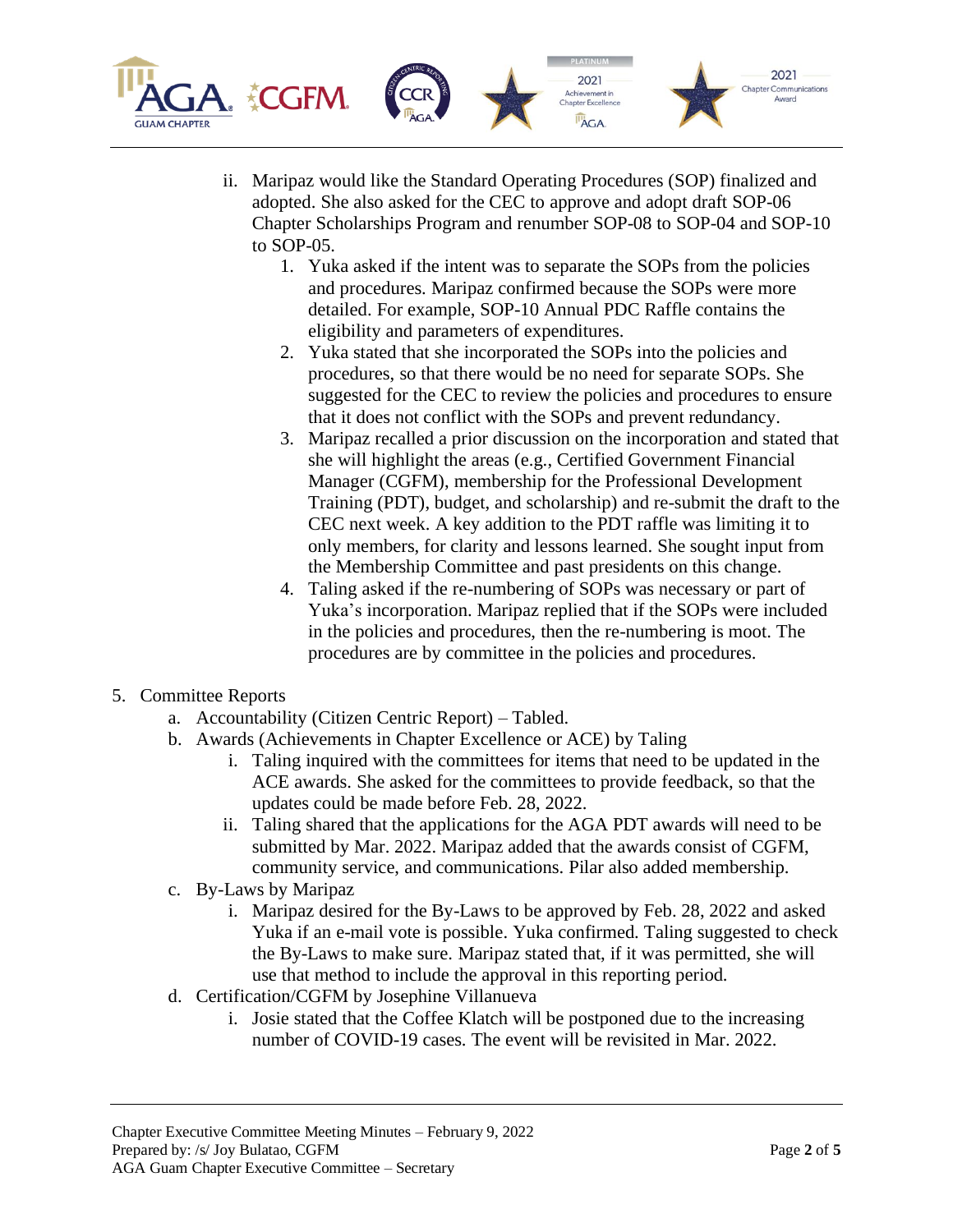ii. Maripaz would like the Standard Operating Procedures (SOP) finalized and adopted. She also asked for the CEC to approve and adopt draft SOP-06 Chapter Scholarships Program and renumber SOP-08 to SOP-04 and SOP-10 to SOP-05.

1. Yuka asked if the intent was to separate the SOPs from the policies and procedures. Maripaz confirmed because the SOPs were more detailed. For example, SOP-10 Annual PDC Raffle contains the eligibility and parameters of expenditures.
2. Yuka stated that she incorporated the SOPs into the policies and procedures, so that there would be no need for separate SOPs. She suggested for the CEC to review the policies and procedures to ensure that it does not conflict with the SOPs and prevent redundancy.
3. Maripaz recalled a prior discussion on the incorporation and stated that she will highlight the areas (e.g., Certified Government Financial Manager (CGFM), membership for the Professional Development Training (PDT), budget, and scholarship) and re-submit the draft to the CEC next week. A key addition to the PDT raffle was limiting it to only members, for clarity and lessons learned. She sought input from the Membership Committee and past presidents on this change.
4. Taling asked if the re-numbering of SOPs was necessary or part of Yuka's incorporation. Maripaz replied that if the SOPs were included in the policies and procedures, then the re-numbering is moot. The procedures are by committee in the policies and procedures.

5. Committee Reports
   a. Accountability (Citizen Centric Report) – Tabled.
   b. Awards (Achievements in Chapter Excellence or ACE) by Taling
      i. Taling inquired with the committees for items that need to be updated in the ACE awards. She asked for the committees to provide feedback, so that the updates could be made before Feb. 28, 2022.
      ii. Taling shared that the applications for the AGA PDT awards will need to be submitted by Mar. 2022. Maripaz added that the awards consist of CGFM, community service, and communications. Pilar also added membership.
   c. By-Laws by Maripaz
      i. Maripaz desired for the By-Laws to be approved by Feb. 28, 2022 and asked Yuka if an e-mail vote is possible. Yuka confirmed. Taling suggested to check the By-Laws to make sure. Maripaz stated that, if it was permitted, she will use that method to include the approval in this reporting period.
   d. Certification/CGFM by Josephine Villanueva
      i. Josie stated that the Coffee Klatch will be postponed due to the increasing number of COVID-19 cases. The event will be revisited in Mar. 2022.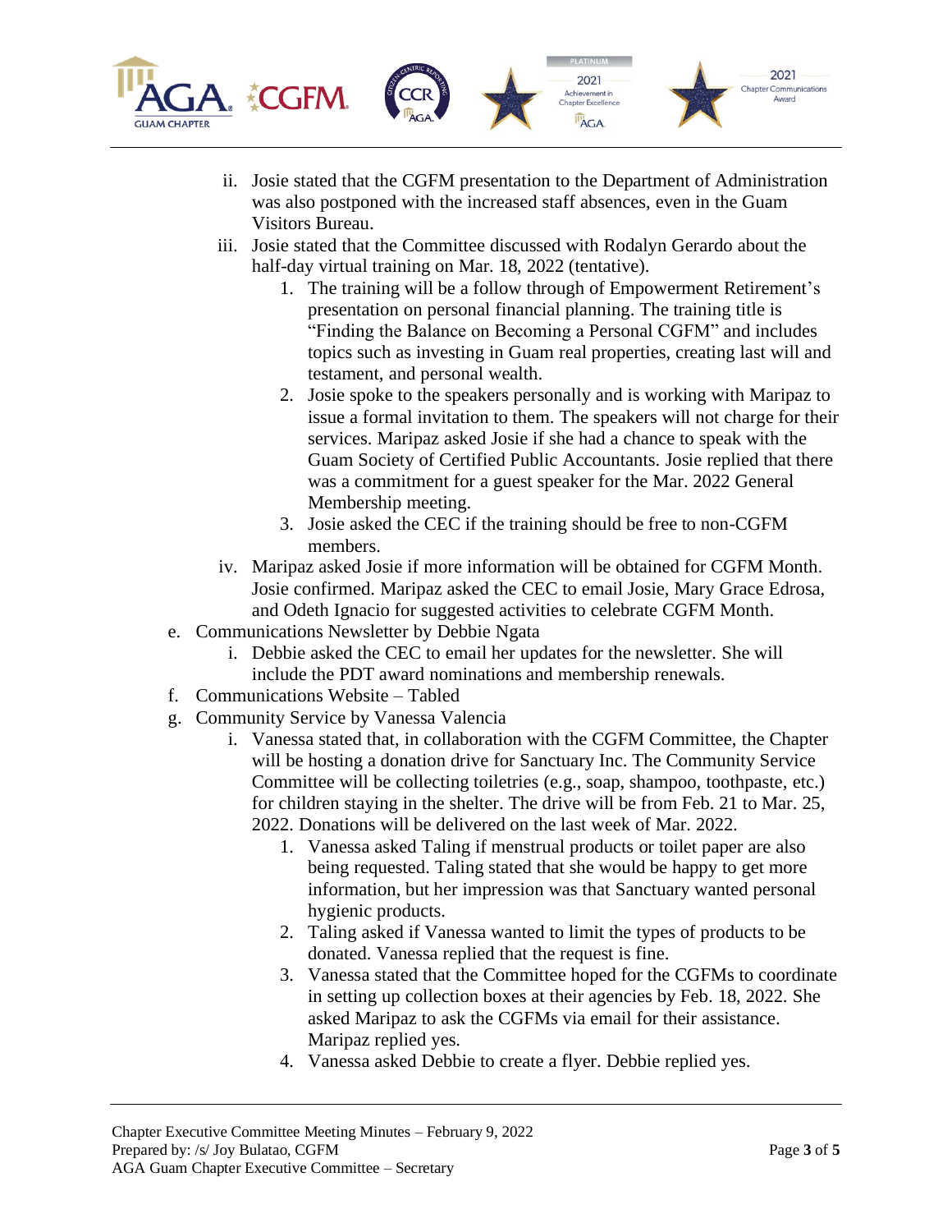ii. Josie stated that the CGFM presentation to the Department of Administration was also postponed with the increased staff absences, even in the Guam Visitors Bureau.

iii. Josie stated that the Committee discussed with Rodalyn Gerardo about the half-day virtual training on Mar. 18, 2022 (tentative).

1. The training will be a follow through of Empowerment Retirement's presentation on personal financial planning. The training title is "Finding the Balance on Becoming a Personal CGFM" and includes topics such as investing in Guam real properties, creating last will and testament, and personal wealth.
2. Josie spoke to the speakers personally and is working with Maripaz to issue a formal invitation to them. The speakers will not charge for their services. Maripaz asked Josie if she had a chance to speak with the Guam Society of Certified Public Accountants. Josie replied that there was a commitment for a guest speaker for the Mar. 2022 General Membership meeting.
3. Josie asked the CEC if the training should be free to non-CGFM members.

iv. Maripaz asked Josie if more information will be obtained for CGFM Month. Josie confirmed. Maripaz asked the CEC to email Josie, Mary Grace Edrosa, and Odeth Ignacio for suggested activities to celebrate CGFM Month.

e. Communications Newsletter by Debbie Ngata

i. Debbie asked the CEC to email her updates for the newsletter. She will include the PDT award nominations and membership renewals.

f. Communications Website – Tabled

g. Community Service by Vanessa Valencia

i. Vanessa stated that, in collaboration with the CGFM Committee, the Chapter will be hosting a donation drive for Sanctuary Inc. The Community Service Committee will be collecting toiletries (e.g., soap, shampoo, toothpaste, etc.) for children staying in the shelter. The drive will be from Feb. 21 to Mar. 25, 2022. Donations will be delivered on the last week of Mar. 2022.

1. Vanessa asked Taling if menstrual products or toilet paper are also being requested. Taling stated that she would be happy to get more information, but her impression was that Sanctuary wanted personal hygienic products.
2. Taling asked if Vanessa wanted to limit the types of products to be donated. Vanessa replied that the request is fine.
3. Vanessa stated that the Committee hoped for the CGFMs to coordinate in setting up collection boxes at their agencies by Feb. 18, 2022. She asked Maripaz to ask the CGFMs via email for their assistance. Maripaz replied yes.
4. Vanessa asked Debbie to create a flyer. Debbie replied yes.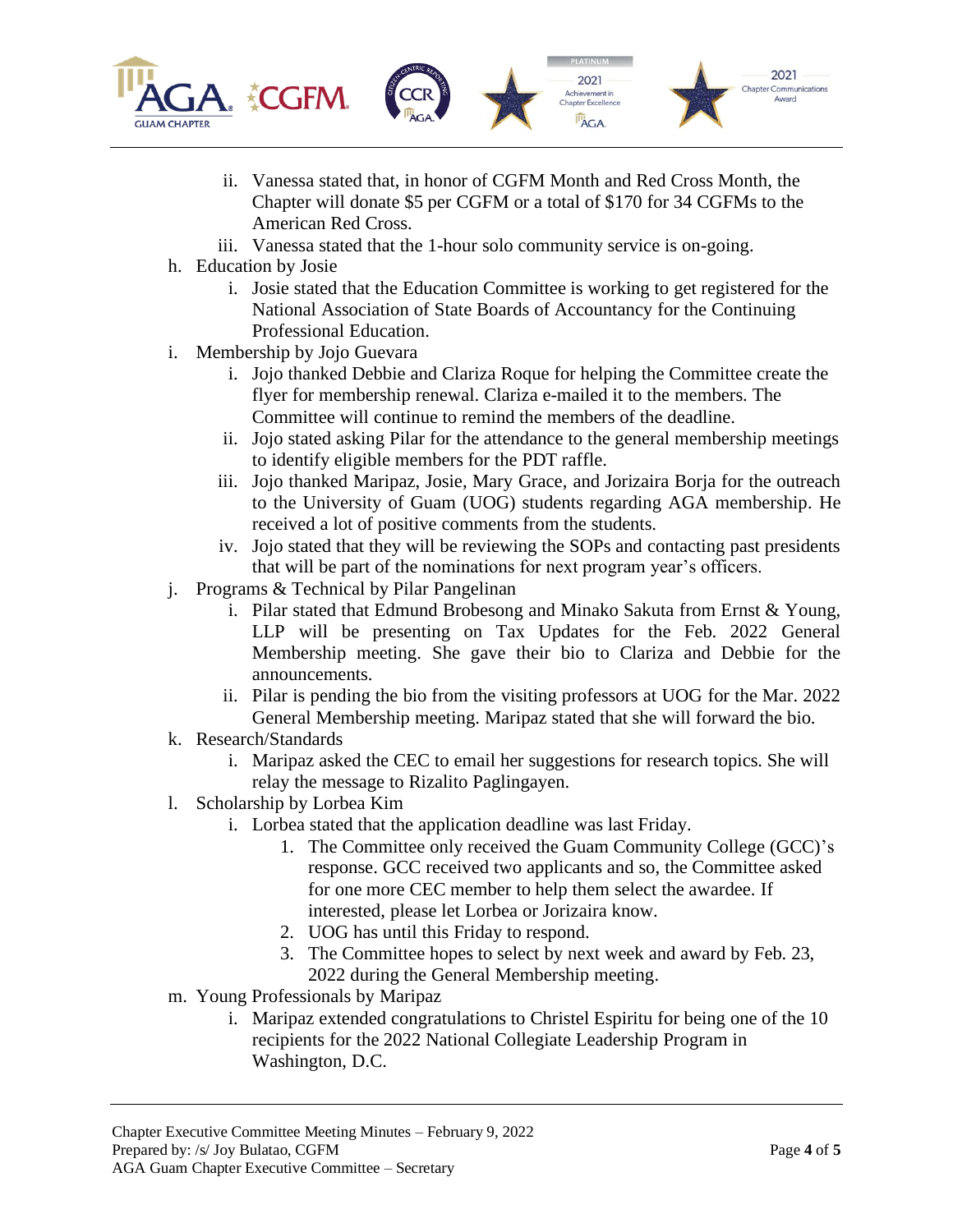- ii. Vanessa stated that, in honor of CGFM Month and Red Cross Month, the Chapter will donate $5 per CGFM or a total of $170 for 34 CGFMs to the American Red Cross.
  - iii. Vanessa stated that the 1-hour solo community service is on-going.

h. Education by Josie
  - i. Josie stated that the Education Committee is working to get registered for the National Association of State Boards of Accountancy for the Continuing Professional Education.

i. Membership by Jojo Guevara
  - i. Jojo thanked Debbie and Clariza Roque for helping the Committee create the flyer for membership renewal. Clariza e-mailed it to the members. The Committee will continue to remind the members of the deadline.
  - ii. Jojo stated asking Pilar for the attendance to the general membership meetings to identify eligible members for the PDT raffle.
  - iii. Jojo thanked Maripaz, Josie, Mary Grace, and Jorizaira Borja for the outreach to the University of Guam (UOG) students regarding AGA membership. He received a lot of positive comments from the students.
  - iv. Jojo stated that they will be reviewing the SOPs and contacting past presidents that will be part of the nominations for next program year's officers.

j. Programs & Technical by Pilar Pangelinan
  - i. Pilar stated that Edmund Brobesong and Minako Sakuta from Ernst & Young, LLP will be presenting on Tax Updates for the Feb. 2022 General Membership meeting. She gave their bio to Clariza and Debbie for the announcements.
  - ii. Pilar is pending the bio from the visiting professors at UOG for the Mar. 2022 General Membership meeting. Maripaz stated that she will forward the bio.

k. Research/Standards
  - i. Maripaz asked the CEC to email her suggestions for research topics. She will relay the message to Rizalito Paglingayen.

l. Scholarship by Lorbea Kim
  - i. Lorbea stated that the application deadline was last Friday.
    1. The Committee only received the Guam Community College (GCC)'s response. GCC received two applicants and so, the Committee asked for one more CEC member to help them select the awardee. If interested, please let Lorbea or Jorizaira know.
    2. UOG has until this Friday to respond.
    3. The Committee hopes to select by next week and award by Feb. 23, 2022 during the General Membership meeting.

m. Young Professionals by Maripaz
  - i. Maripaz extended congratulations to Christel Espiritu for being one of the 10 recipients for the 2022 National Collegiate Leadership Program in Washington, D.C.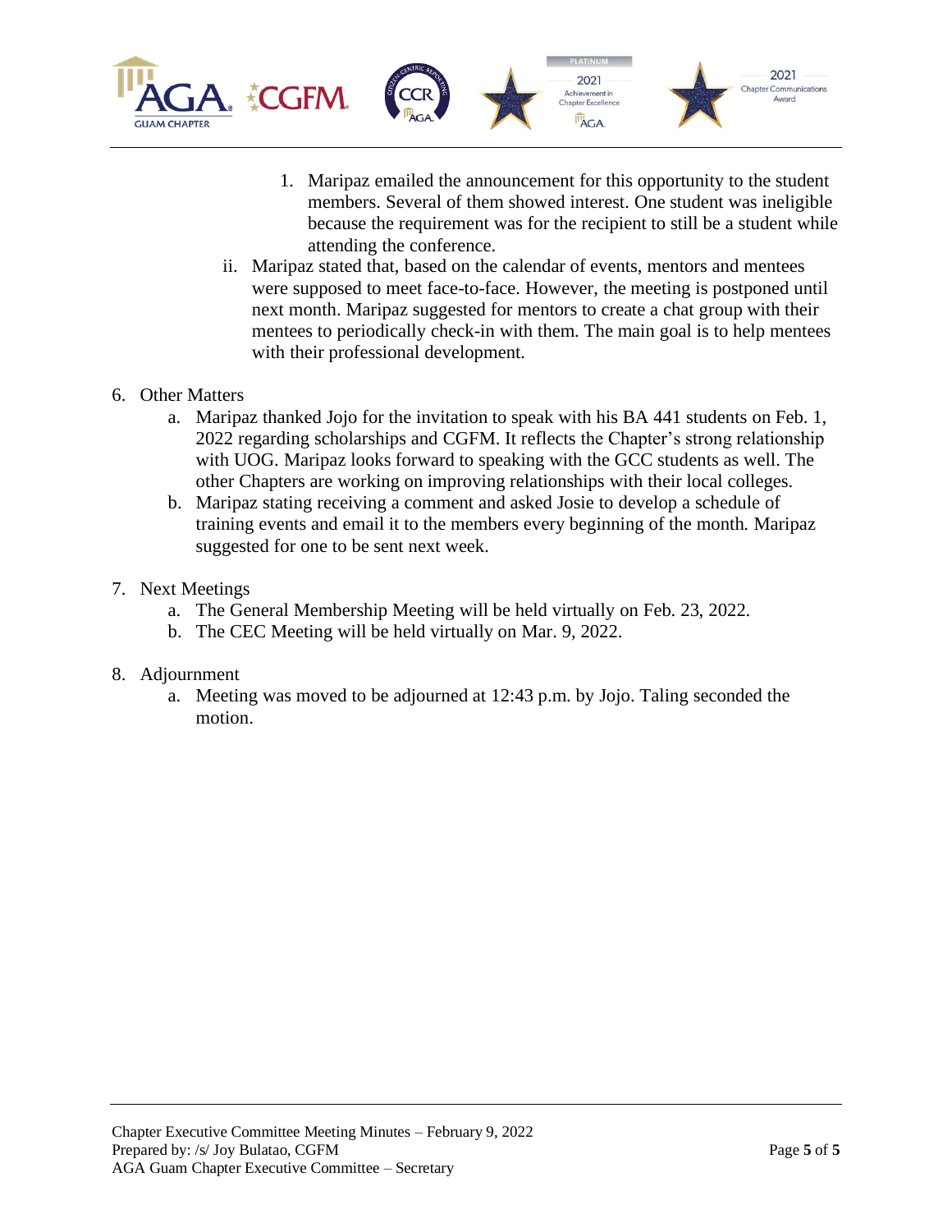1. Maripaz emailed the announcement for this opportunity to the student members. Several of them showed interest. One student was ineligible because the requirement was for the recipient to still be a student while attending the conference.

ii. Maripaz stated that, based on the calendar of events, mentors and mentees were supposed to meet face-to-face. However, the meeting is postponed until next month. Maripaz suggested for mentors to create a chat group with their mentees to periodically check-in with them. The main goal is to help mentees with their professional development.

6. Other Matters
   a. Maripaz thanked Jojo for the invitation to speak with his BA 441 students on Feb. 1, 2022 regarding scholarships and CGFM. It reflects the Chapter's strong relationship with UOG. Maripaz looks forward to speaking with the GCC students as well. The other Chapters are working on improving relationships with their local colleges.
   b. Maripaz stating receiving a comment and asked Josie to develop a schedule of training events and email it to the members every beginning of the month. Maripaz suggested for one to be sent next week.

7. Next Meetings
   a. The General Membership Meeting will be held virtually on Feb. 23, 2022.
   b. The CEC Meeting will be held virtually on Mar. 9, 2022.

8. Adjournment
   a. Meeting was moved to be adjourned at 12:43 p.m. by Jojo. Taling seconded the motion.